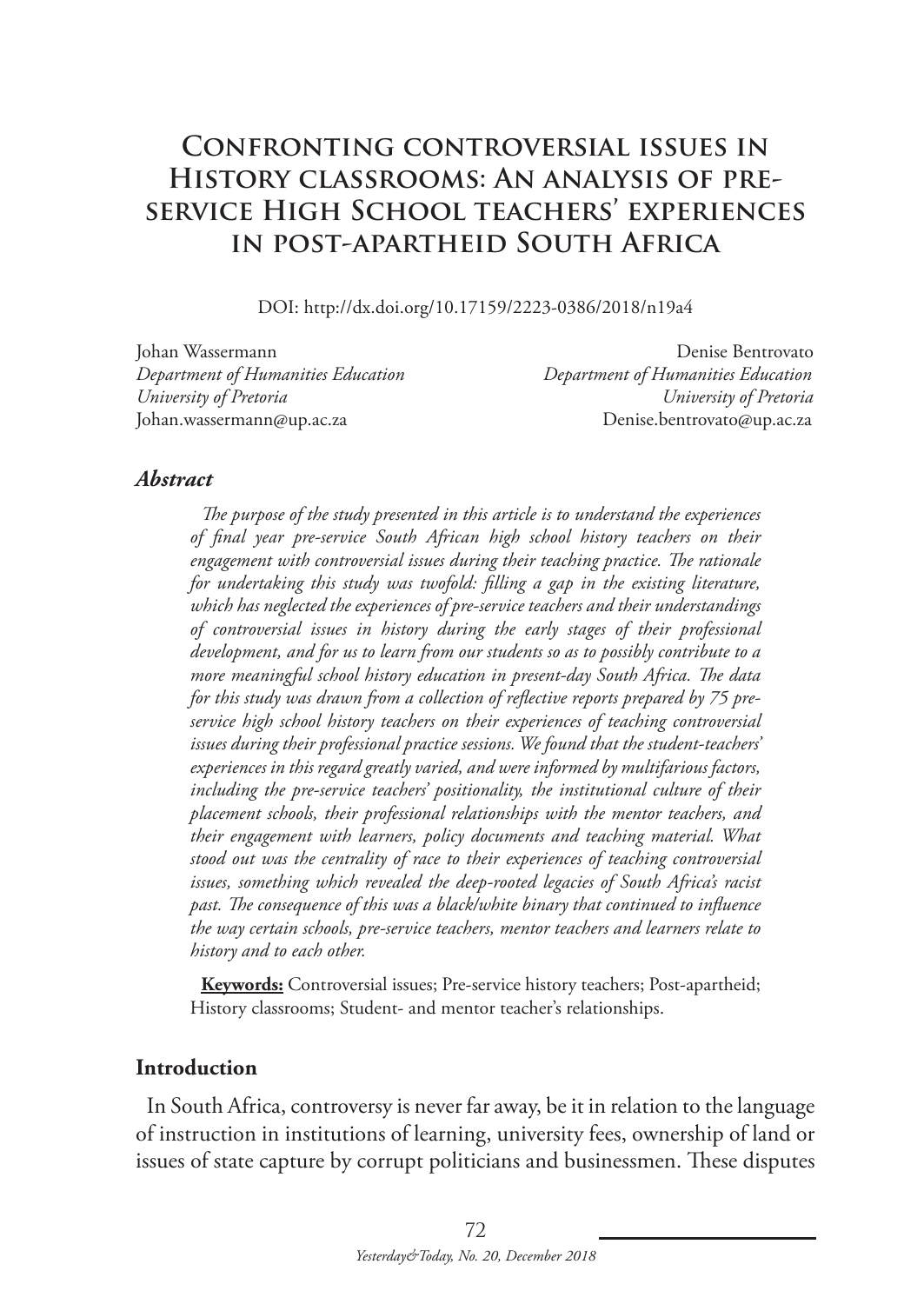# Confronting controversial issues in History classrooms: An analysis of pre-service High School teachers' experiences in post-apartheid South Africa

DOI: http://dx.doi.org/10.17159/2223-0386/2018/n19a4

Johan Wassermann
*Department of Humanities Education*
*University of Pretoria*
Johan.wassermann@up.ac.za

Denise Bentrovato
*Department of Humanities Education*
*University of Pretoria*
Denise.bentrovato@up.ac.za

### *Abstract*

*The purpose of the study presented in this article is to understand the experiences of final year pre-service South African high school history teachers on their engagement with controversial issues during their teaching practice. The rationale for undertaking this study was twofold: filling a gap in the existing literature, which has neglected the experiences of pre-service teachers and their understandings of controversial issues in history during the early stages of their professional development, and for us to learn from our students so as to possibly contribute to a more meaningful school history education in present-day South Africa. The data for this study was drawn from a collection of reflective reports prepared by 75 pre-service high school history teachers on their experiences of teaching controversial issues during their professional practice sessions. We found that the student-teachers' experiences in this regard greatly varied, and were informed by multifarious factors, including the pre-service teachers' positionality, the institutional culture of their placement schools, their professional relationships with the mentor teachers, and their engagement with learners, policy documents and teaching material. What stood out was the centrality of race to their experiences of teaching controversial issues, something which revealed the deep-rooted legacies of South Africa's racist past. The consequence of this was a black/white binary that continued to influence the way certain schools, pre-service teachers, mentor teachers and learners relate to history and to each other.*

**Keywords:** Controversial issues; Pre-service history teachers; Post-apartheid; History classrooms; Student- and mentor teacher's relationships.

## Introduction

In South Africa, controversy is never far away, be it in relation to the language of instruction in institutions of learning, university fees, ownership of land or issues of state capture by corrupt politicians and businessmen. These disputes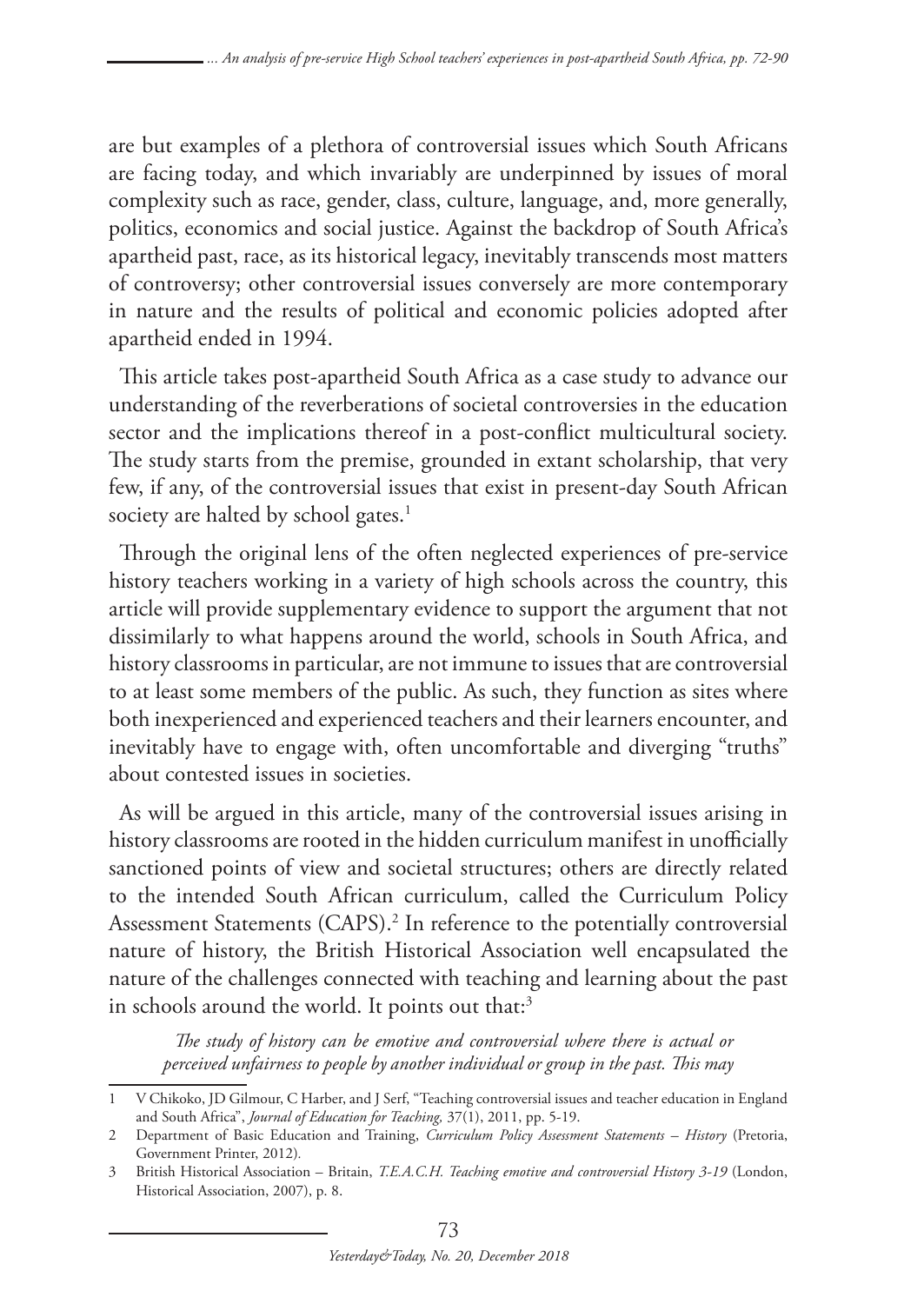are but examples of a plethora of controversial issues which South Africans are facing today, and which invariably are underpinned by issues of moral complexity such as race, gender, class, culture, language, and, more generally, politics, economics and social justice. Against the backdrop of South Africa's apartheid past, race, as its historical legacy, inevitably transcends most matters of controversy; other controversial issues conversely are more contemporary in nature and the results of political and economic policies adopted after apartheid ended in 1994.

This article takes post-apartheid South Africa as a case study to advance our understanding of the reverberations of societal controversies in the education sector and the implications thereof in a post-conflict multicultural society. The study starts from the premise, grounded in extant scholarship, that very few, if any, of the controversial issues that exist in present-day South African society are halted by school gates.[1]

Through the original lens of the often neglected experiences of pre-service history teachers working in a variety of high schools across the country, this article will provide supplementary evidence to support the argument that not dissimilarly to what happens around the world, schools in South Africa, and history classrooms in particular, are not immune to issues that are controversial to at least some members of the public. As such, they function as sites where both inexperienced and experienced teachers and their learners encounter, and inevitably have to engage with, often uncomfortable and diverging "truths" about contested issues in societies.

As will be argued in this article, many of the controversial issues arising in history classrooms are rooted in the hidden curriculum manifest in unofficially sanctioned points of view and societal structures; others are directly related to the intended South African curriculum, called the Curriculum Policy Assessment Statements (CAPS).[2] In reference to the potentially controversial nature of history, the British Historical Association well encapsulated the nature of the challenges connected with teaching and learning about the past in schools around the world. It points out that:[3]

> *The study of history can be emotive and controversial where there is actual or perceived unfairness to people by another individual or group in the past. This may*

---

1 V Chikoko, JD Gilmour, C Harber, and J Serf, "Teaching controversial issues and teacher education in England and South Africa", *Journal of Education for Teaching,* 37(1), 2011, pp. 5-19.

2 Department of Basic Education and Training, *Curriculum Policy Assessment Statements – History* (Pretoria, Government Printer, 2012).

3 British Historical Association – Britain, *T.E.A.C.H. Teaching emotive and controversial History 3-19* (London, Historical Association, 2007), p. 8.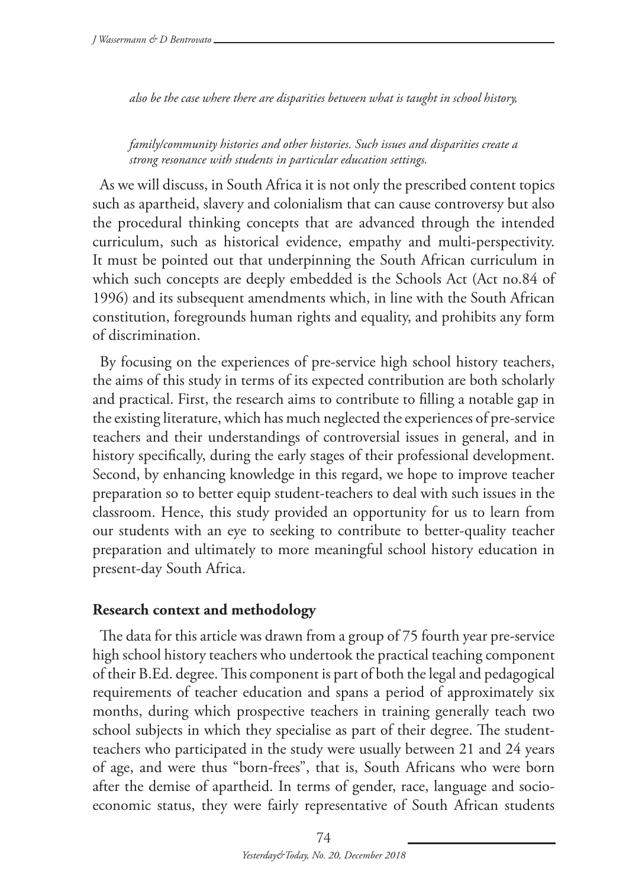*also be the case where there are disparities between what is taught in school history,*

*family/community histories and other histories. Such issues and disparities create a strong resonance with students in particular education settings.*

As we will discuss, in South Africa it is not only the prescribed content topics such as apartheid, slavery and colonialism that can cause controversy but also the procedural thinking concepts that are advanced through the intended curriculum, such as historical evidence, empathy and multi-perspectivity. It must be pointed out that underpinning the South African curriculum in which such concepts are deeply embedded is the Schools Act (Act no.84 of 1996) and its subsequent amendments which, in line with the South African constitution, foregrounds human rights and equality, and prohibits any form of discrimination.

By focusing on the experiences of pre-service high school history teachers, the aims of this study in terms of its expected contribution are both scholarly and practical. First, the research aims to contribute to filling a notable gap in the existing literature, which has much neglected the experiences of pre-service teachers and their understandings of controversial issues in general, and in history specifically, during the early stages of their professional development. Second, by enhancing knowledge in this regard, we hope to improve teacher preparation so to better equip student-teachers to deal with such issues in the classroom. Hence, this study provided an opportunity for us to learn from our students with an eye to seeking to contribute to better-quality teacher preparation and ultimately to more meaningful school history education in present-day South Africa.

## Research context and methodology

The data for this article was drawn from a group of 75 fourth year pre-service high school history teachers who undertook the practical teaching component of their B.Ed. degree. This component is part of both the legal and pedagogical requirements of teacher education and spans a period of approximately six months, during which prospective teachers in training generally teach two school subjects in which they specialise as part of their degree. The student-teachers who participated in the study were usually between 21 and 24 years of age, and were thus "born-frees", that is, South Africans who were born after the demise of apartheid. In terms of gender, race, language and socio-economic status, they were fairly representative of South African students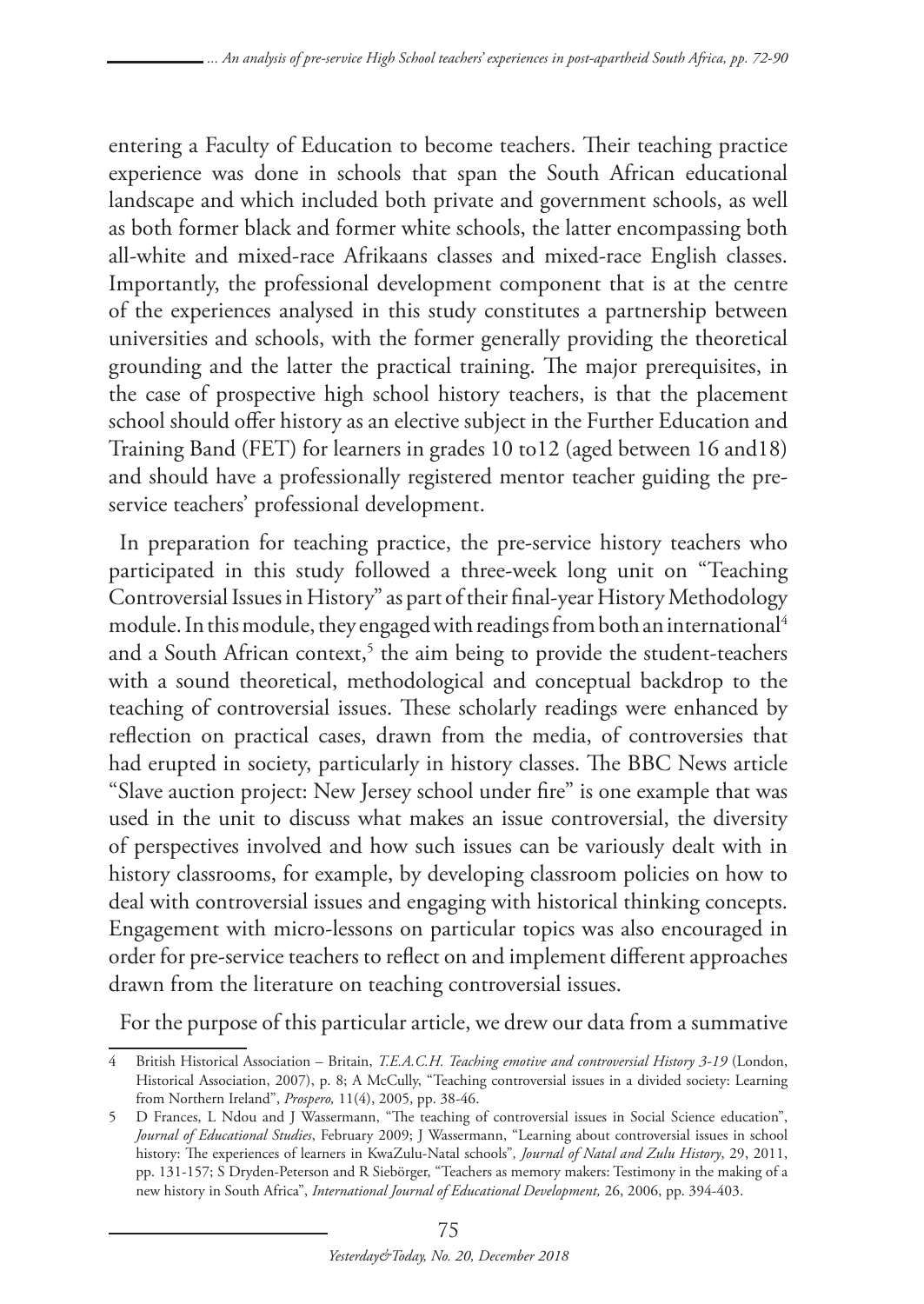entering a Faculty of Education to become teachers. Their teaching practice experience was done in schools that span the South African educational landscape and which included both private and government schools, as well as both former black and former white schools, the latter encompassing both all-white and mixed-race Afrikaans classes and mixed-race English classes. Importantly, the professional development component that is at the centre of the experiences analysed in this study constitutes a partnership between universities and schools, with the former generally providing the theoretical grounding and the latter the practical training. The major prerequisites, in the case of prospective high school history teachers, is that the placement school should offer history as an elective subject in the Further Education and Training Band (FET) for learners in grades 10 to12 (aged between 16 and18) and should have a professionally registered mentor teacher guiding the pre-service teachers' professional development.

In preparation for teaching practice, the pre-service history teachers who participated in this study followed a three-week long unit on "Teaching Controversial Issues in History" as part of their final-year History Methodology module. In this module, they engaged with readings from both an international[4] and a South African context,[5] the aim being to provide the student-teachers with a sound theoretical, methodological and conceptual backdrop to the teaching of controversial issues. These scholarly readings were enhanced by reflection on practical cases, drawn from the media, of controversies that had erupted in society, particularly in history classes. The BBC News article "Slave auction project: New Jersey school under fire" is one example that was used in the unit to discuss what makes an issue controversial, the diversity of perspectives involved and how such issues can be variously dealt with in history classrooms, for example, by developing classroom policies on how to deal with controversial issues and engaging with historical thinking concepts. Engagement with micro-lessons on particular topics was also encouraged in order for pre-service teachers to reflect on and implement different approaches drawn from the literature on teaching controversial issues.

For the purpose of this particular article, we drew our data from a summative

---

4 British Historical Association – Britain, *T.E.A.C.H. Teaching emotive and controversial History 3-19* (London, Historical Association, 2007), p. 8; A McCully, "Teaching controversial issues in a divided society: Learning from Northern Ireland", *Prospero,* 11(4), 2005, pp. 38-46.

5 D Frances, L Ndou and J Wassermann, "The teaching of controversial issues in Social Science education", *Journal of Educational Studies*, February 2009; J Wassermann, "Learning about controversial issues in school history: The experiences of learners in KwaZulu-Natal schools", *Journal of Natal and Zulu History*, 29, 2011, pp. 131-157; S Dryden-Peterson and R Siebörger, "Teachers as memory makers: Testimony in the making of a new history in South Africa", *International Journal of Educational Development,* 26, 2006, pp. 394-403.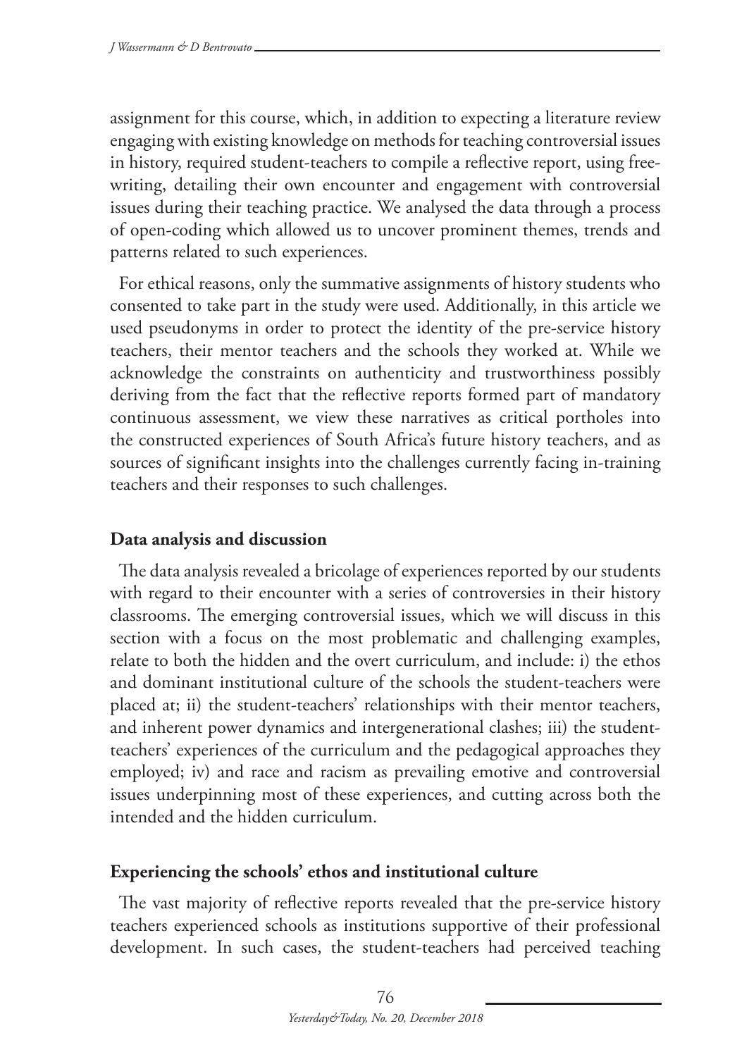assignment for this course, which, in addition to expecting a literature review engaging with existing knowledge on methods for teaching controversial issues in history, required student-teachers to compile a reflective report, using free-writing, detailing their own encounter and engagement with controversial issues during their teaching practice. We analysed the data through a process of open-coding which allowed us to uncover prominent themes, trends and patterns related to such experiences.

For ethical reasons, only the summative assignments of history students who consented to take part in the study were used. Additionally, in this article we used pseudonyms in order to protect the identity of the pre-service history teachers, their mentor teachers and the schools they worked at. While we acknowledge the constraints on authenticity and trustworthiness possibly deriving from the fact that the reflective reports formed part of mandatory continuous assessment, we view these narratives as critical portholes into the constructed experiences of South Africa's future history teachers, and as sources of significant insights into the challenges currently facing in-training teachers and their responses to such challenges.

## Data analysis and discussion

The data analysis revealed a bricolage of experiences reported by our students with regard to their encounter with a series of controversies in their history classrooms. The emerging controversial issues, which we will discuss in this section with a focus on the most problematic and challenging examples, relate to both the hidden and the overt curriculum, and include: i) the ethos and dominant institutional culture of the schools the student-teachers were placed at; ii) the student-teachers' relationships with their mentor teachers, and inherent power dynamics and intergenerational clashes; iii) the student-teachers' experiences of the curriculum and the pedagogical approaches they employed; iv) and race and racism as prevailing emotive and controversial issues underpinning most of these experiences, and cutting across both the intended and the hidden curriculum.

## Experiencing the schools' ethos and institutional culture

The vast majority of reflective reports revealed that the pre-service history teachers experienced schools as institutions supportive of their professional development. In such cases, the student-teachers had perceived teaching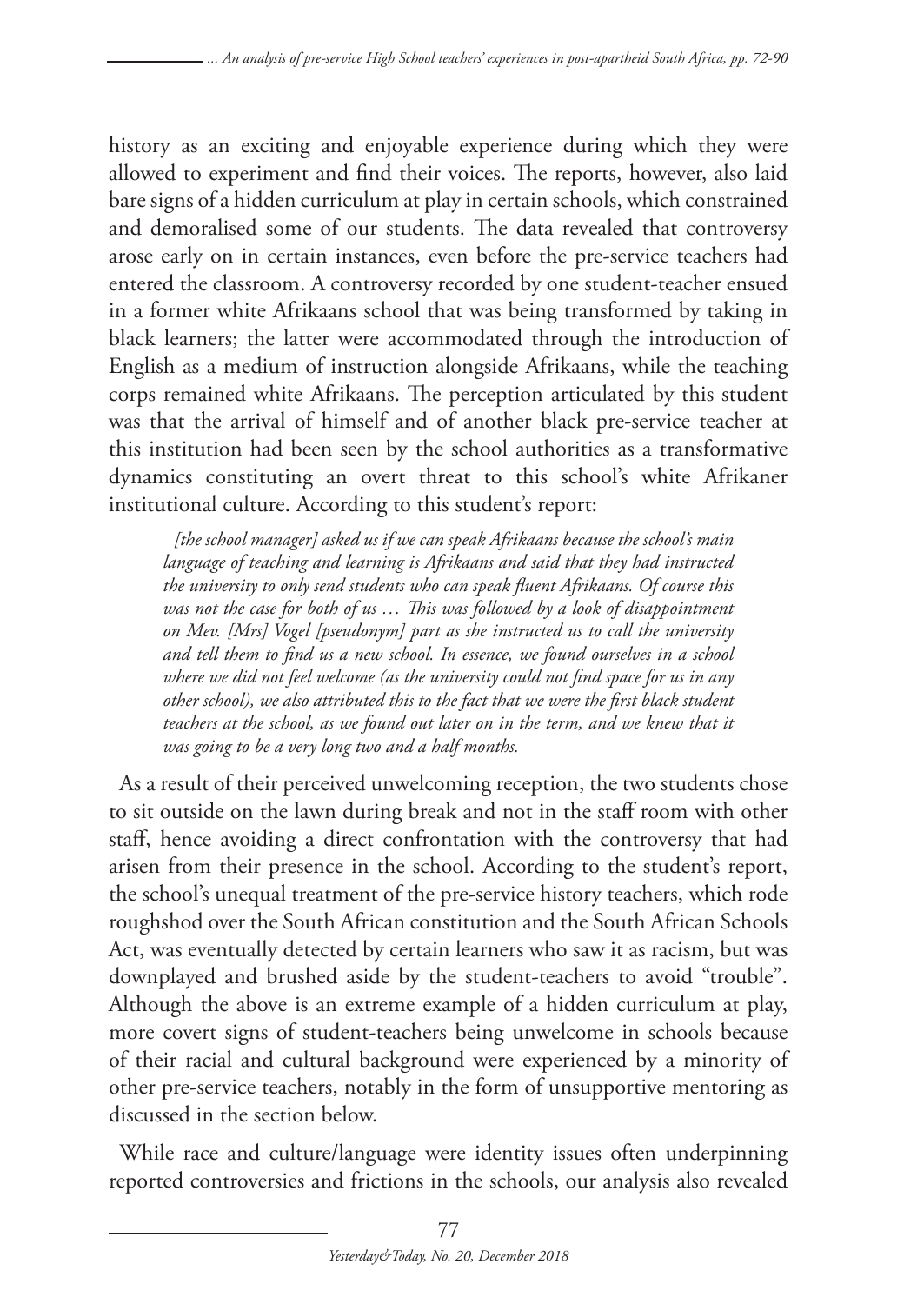history as an exciting and enjoyable experience during which they were allowed to experiment and find their voices. The reports, however, also laid bare signs of a hidden curriculum at play in certain schools, which constrained and demoralised some of our students. The data revealed that controversy arose early on in certain instances, even before the pre-service teachers had entered the classroom. A controversy recorded by one student-teacher ensued in a former white Afrikaans school that was being transformed by taking in black learners; the latter were accommodated through the introduction of English as a medium of instruction alongside Afrikaans, while the teaching corps remained white Afrikaans. The perception articulated by this student was that the arrival of himself and of another black pre-service teacher at this institution had been seen by the school authorities as a transformative dynamics constituting an overt threat to this school's white Afrikaner institutional culture. According to this student's report:

> *[the school manager] asked us if we can speak Afrikaans because the school's main language of teaching and learning is Afrikaans and said that they had instructed the university to only send students who can speak fluent Afrikaans. Of course this was not the case for both of us … This was followed by a look of disappointment on Mev. [Mrs] Vogel [pseudonym] part as she instructed us to call the university and tell them to find us a new school. In essence, we found ourselves in a school where we did not feel welcome (as the university could not find space for us in any other school), we also attributed this to the fact that we were the first black student teachers at the school, as we found out later on in the term, and we knew that it was going to be a very long two and a half months.*

As a result of their perceived unwelcoming reception, the two students chose to sit outside on the lawn during break and not in the staff room with other staff, hence avoiding a direct confrontation with the controversy that had arisen from their presence in the school. According to the student's report, the school's unequal treatment of the pre-service history teachers, which rode roughshod over the South African constitution and the South African Schools Act, was eventually detected by certain learners who saw it as racism, but was downplayed and brushed aside by the student-teachers to avoid "trouble". Although the above is an extreme example of a hidden curriculum at play, more covert signs of student-teachers being unwelcome in schools because of their racial and cultural background were experienced by a minority of other pre-service teachers, notably in the form of unsupportive mentoring as discussed in the section below.

While race and culture/language were identity issues often underpinning reported controversies and frictions in the schools, our analysis also revealed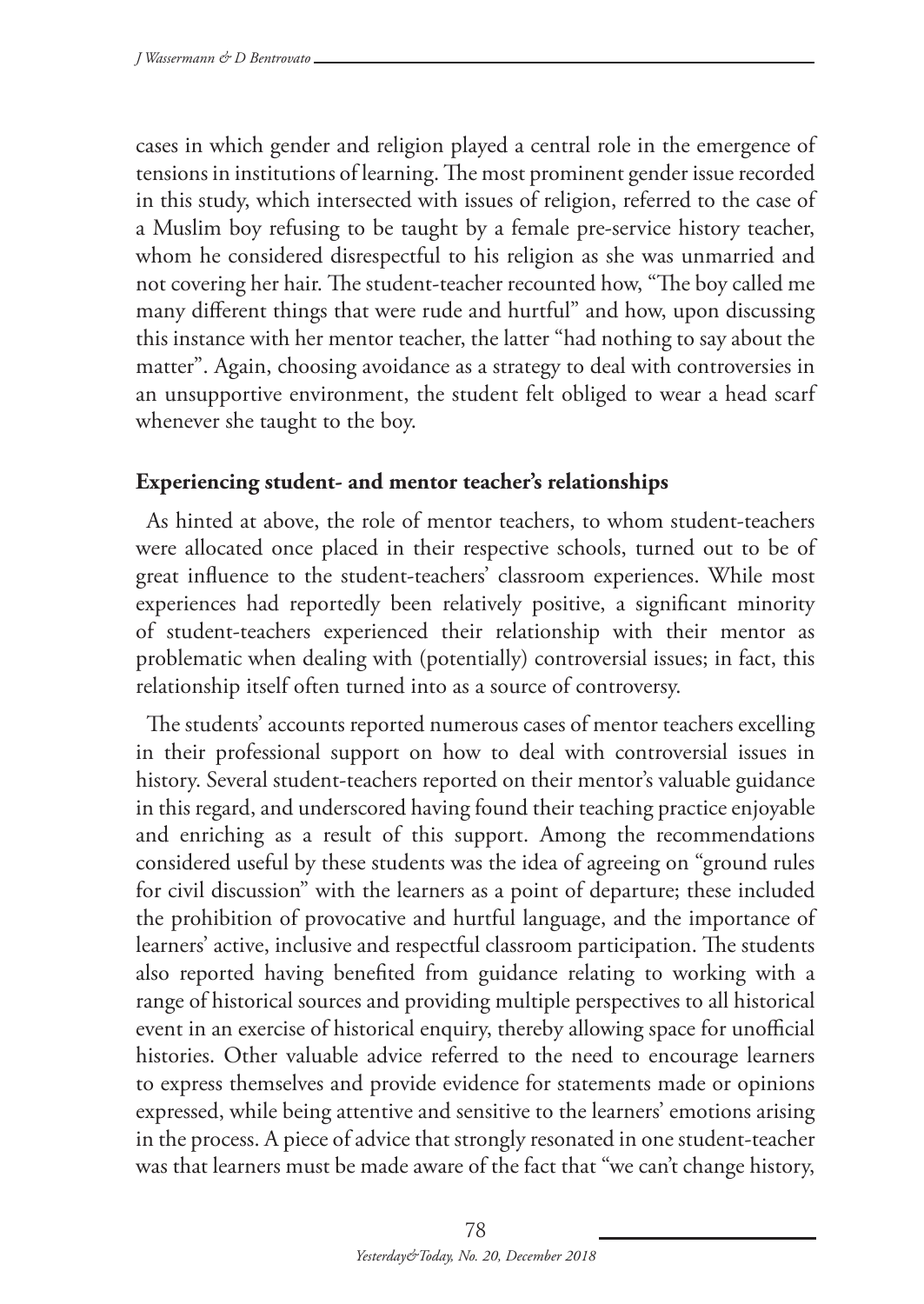cases in which gender and religion played a central role in the emergence of tensions in institutions of learning. The most prominent gender issue recorded in this study, which intersected with issues of religion, referred to the case of a Muslim boy refusing to be taught by a female pre-service history teacher, whom he considered disrespectful to his religion as she was unmarried and not covering her hair. The student-teacher recounted how, "The boy called me many different things that were rude and hurtful" and how, upon discussing this instance with her mentor teacher, the latter "had nothing to say about the matter". Again, choosing avoidance as a strategy to deal with controversies in an unsupportive environment, the student felt obliged to wear a head scarf whenever she taught to the boy.

**Experiencing student- and mentor teacher's relationships**

As hinted at above, the role of mentor teachers, to whom student-teachers were allocated once placed in their respective schools, turned out to be of great influence to the student-teachers' classroom experiences. While most experiences had reportedly been relatively positive, a significant minority of student-teachers experienced their relationship with their mentor as problematic when dealing with (potentially) controversial issues; in fact, this relationship itself often turned into as a source of controversy.

The students' accounts reported numerous cases of mentor teachers excelling in their professional support on how to deal with controversial issues in history. Several student-teachers reported on their mentor's valuable guidance in this regard, and underscored having found their teaching practice enjoyable and enriching as a result of this support. Among the recommendations considered useful by these students was the idea of agreeing on "ground rules for civil discussion" with the learners as a point of departure; these included the prohibition of provocative and hurtful language, and the importance of learners' active, inclusive and respectful classroom participation. The students also reported having benefited from guidance relating to working with a range of historical sources and providing multiple perspectives to all historical event in an exercise of historical enquiry, thereby allowing space for unofficial histories. Other valuable advice referred to the need to encourage learners to express themselves and provide evidence for statements made or opinions expressed, while being attentive and sensitive to the learners' emotions arising in the process. A piece of advice that strongly resonated in one student-teacher was that learners must be made aware of the fact that "we can't change history,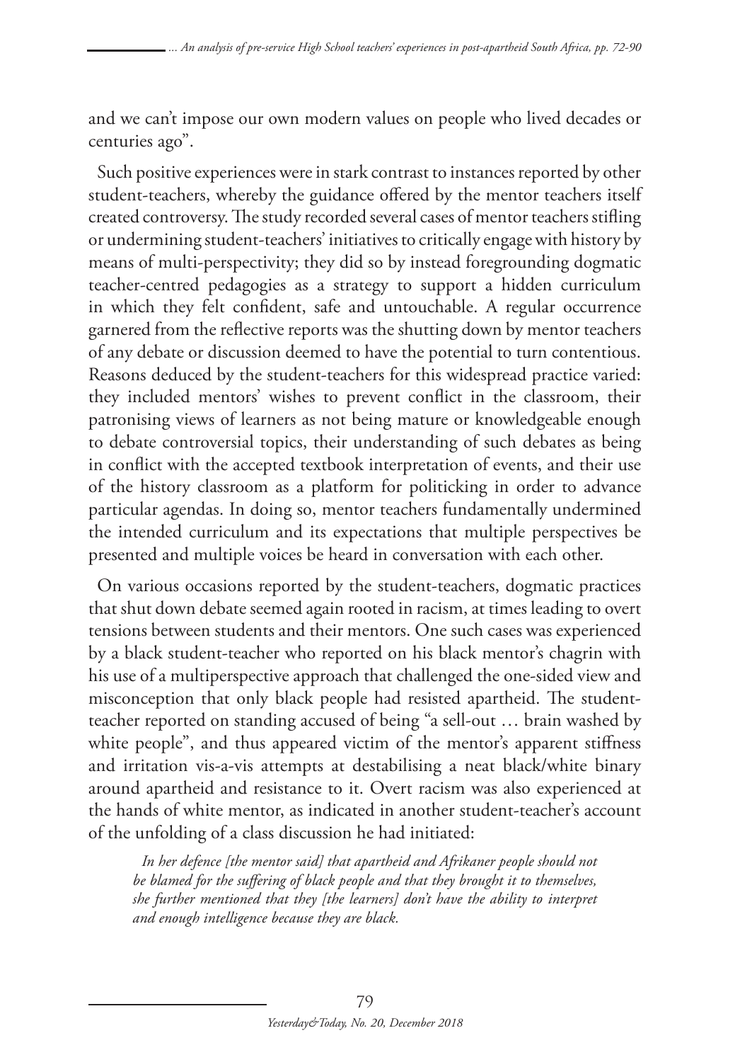and we can't impose our own modern values on people who lived decades or centuries ago".

Such positive experiences were in stark contrast to instances reported by other student-teachers, whereby the guidance offered by the mentor teachers itself created controversy. The study recorded several cases of mentor teachers stifling or undermining student-teachers' initiatives to critically engage with history by means of multi-perspectivity; they did so by instead foregrounding dogmatic teacher-centred pedagogies as a strategy to support a hidden curriculum in which they felt confident, safe and untouchable. A regular occurrence garnered from the reflective reports was the shutting down by mentor teachers of any debate or discussion deemed to have the potential to turn contentious. Reasons deduced by the student-teachers for this widespread practice varied: they included mentors' wishes to prevent conflict in the classroom, their patronising views of learners as not being mature or knowledgeable enough to debate controversial topics, their understanding of such debates as being in conflict with the accepted textbook interpretation of events, and their use of the history classroom as a platform for politicking in order to advance particular agendas. In doing so, mentor teachers fundamentally undermined the intended curriculum and its expectations that multiple perspectives be presented and multiple voices be heard in conversation with each other.

On various occasions reported by the student-teachers, dogmatic practices that shut down debate seemed again rooted in racism, at times leading to overt tensions between students and their mentors. One such cases was experienced by a black student-teacher who reported on his black mentor's chagrin with his use of a multiperspective approach that challenged the one-sided view and misconception that only black people had resisted apartheid. The student-teacher reported on standing accused of being "a sell-out … brain washed by white people", and thus appeared victim of the mentor's apparent stiffness and irritation vis-a-vis attempts at destabilising a neat black/white binary around apartheid and resistance to it. Overt racism was also experienced at the hands of white mentor, as indicated in another student-teacher's account of the unfolding of a class discussion he had initiated:

> *In her defence [the mentor said] that apartheid and Afrikaner people should not be blamed for the suffering of black people and that they brought it to themselves, she further mentioned that they [the learners] don't have the ability to interpret and enough intelligence because they are black.*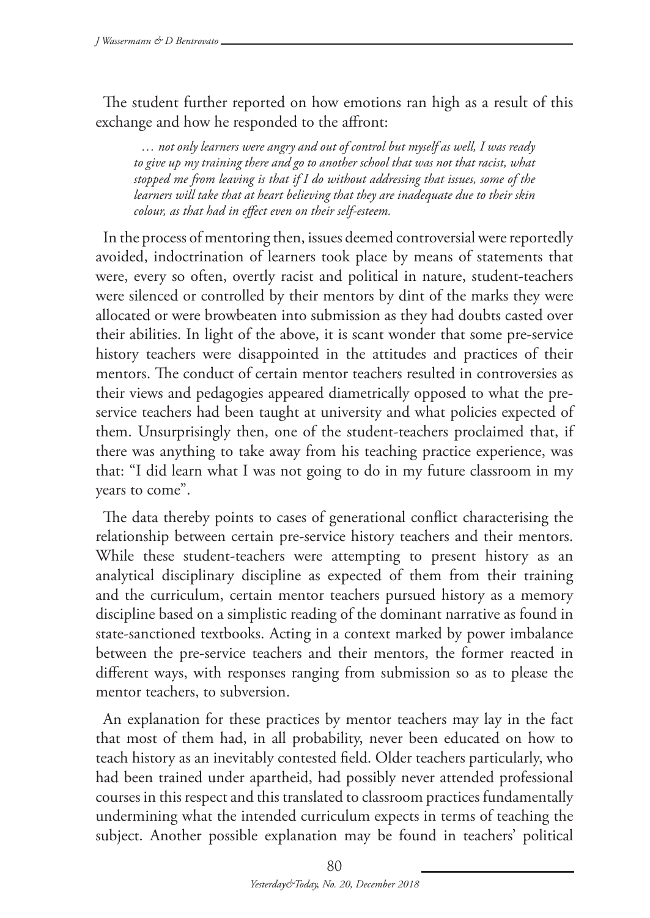The student further reported on how emotions ran high as a result of this exchange and how he responded to the affront:

> *… not only learners were angry and out of control but myself as well, I was ready to give up my training there and go to another school that was not that racist, what stopped me from leaving is that if I do without addressing that issues, some of the learners will take that at heart believing that they are inadequate due to their skin colour, as that had in effect even on their self-esteem.*

In the process of mentoring then, issues deemed controversial were reportedly avoided, indoctrination of learners took place by means of statements that were, every so often, overtly racist and political in nature, student-teachers were silenced or controlled by their mentors by dint of the marks they were allocated or were browbeaten into submission as they had doubts casted over their abilities. In light of the above, it is scant wonder that some pre-service history teachers were disappointed in the attitudes and practices of their mentors. The conduct of certain mentor teachers resulted in controversies as their views and pedagogies appeared diametrically opposed to what the pre-service teachers had been taught at university and what policies expected of them. Unsurprisingly then, one of the student-teachers proclaimed that, if there was anything to take away from his teaching practice experience, was that: "I did learn what I was not going to do in my future classroom in my years to come".

The data thereby points to cases of generational conflict characterising the relationship between certain pre-service history teachers and their mentors. While these student-teachers were attempting to present history as an analytical disciplinary discipline as expected of them from their training and the curriculum, certain mentor teachers pursued history as a memory discipline based on a simplistic reading of the dominant narrative as found in state-sanctioned textbooks. Acting in a context marked by power imbalance between the pre-service teachers and their mentors, the former reacted in different ways, with responses ranging from submission so as to please the mentor teachers, to subversion.

An explanation for these practices by mentor teachers may lay in the fact that most of them had, in all probability, never been educated on how to teach history as an inevitably contested field. Older teachers particularly, who had been trained under apartheid, had possibly never attended professional courses in this respect and this translated to classroom practices fundamentally undermining what the intended curriculum expects in terms of teaching the subject. Another possible explanation may be found in teachers' political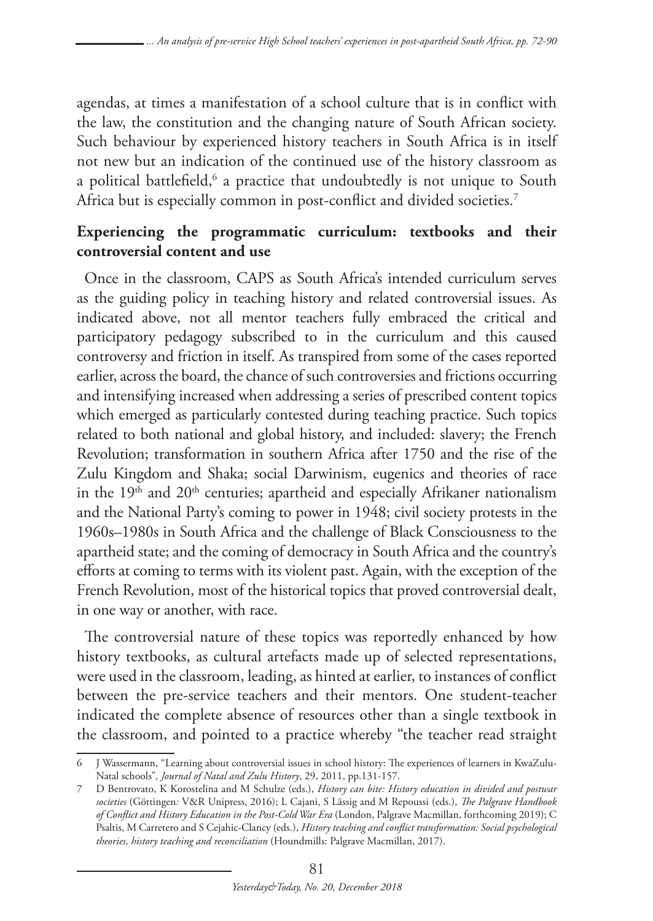agendas, at times a manifestation of a school culture that is in conflict with the law, the constitution and the changing nature of South African society. Such behaviour by experienced history teachers in South Africa is in itself not new but an indication of the continued use of the history classroom as a political battlefield,[6] a practice that undoubtedly is not unique to South Africa but is especially common in post-conflict and divided societies.[7]

## Experiencing the programmatic curriculum: textbooks and their controversial content and use

Once in the classroom, CAPS as South Africa's intended curriculum serves as the guiding policy in teaching history and related controversial issues. As indicated above, not all mentor teachers fully embraced the critical and participatory pedagogy subscribed to in the curriculum and this caused controversy and friction in itself. As transpired from some of the cases reported earlier, across the board, the chance of such controversies and frictions occurring and intensifying increased when addressing a series of prescribed content topics which emerged as particularly contested during teaching practice. Such topics related to both national and global history, and included: slavery; the French Revolution; transformation in southern Africa after 1750 and the rise of the Zulu Kingdom and Shaka; social Darwinism, eugenics and theories of race in the 19th and 20th centuries; apartheid and especially Afrikaner nationalism and the National Party's coming to power in 1948; civil society protests in the 1960s–1980s in South Africa and the challenge of Black Consciousness to the apartheid state; and the coming of democracy in South Africa and the country's efforts at coming to terms with its violent past. Again, with the exception of the French Revolution, most of the historical topics that proved controversial dealt, in one way or another, with race.

The controversial nature of these topics was reportedly enhanced by how history textbooks, as cultural artefacts made up of selected representations, were used in the classroom, leading, as hinted at earlier, to instances of conflict between the pre-service teachers and their mentors. One student-teacher indicated the complete absence of resources other than a single textbook in the classroom, and pointed to a practice whereby "the teacher read straight

---

6 J Wassermann, "Learning about controversial issues in school history: The experiences of learners in KwaZulu-Natal schools", *Journal of Natal and Zulu History*, 29, 2011, pp.131-157.

7 D Bentrovato, K Korostelina and M Schulze (eds.), *History can bite: History education in divided and postwar societies* (Göttingen: V&R Unipress, 2016); L Cajani, S Lässig and M Repoussi (eds.), *The Palgrave Handbook of Conflict and History Education in the Post-Cold War Era* (London, Palgrave Macmillan, forthcoming 2019); C Psaltis, M Carretero and S Cejahic-Clancy (eds.), *History teaching and conflict transformation: Social psychological theories, history teaching and reconciliation* (Houndmills: Palgrave Macmillan, 2017).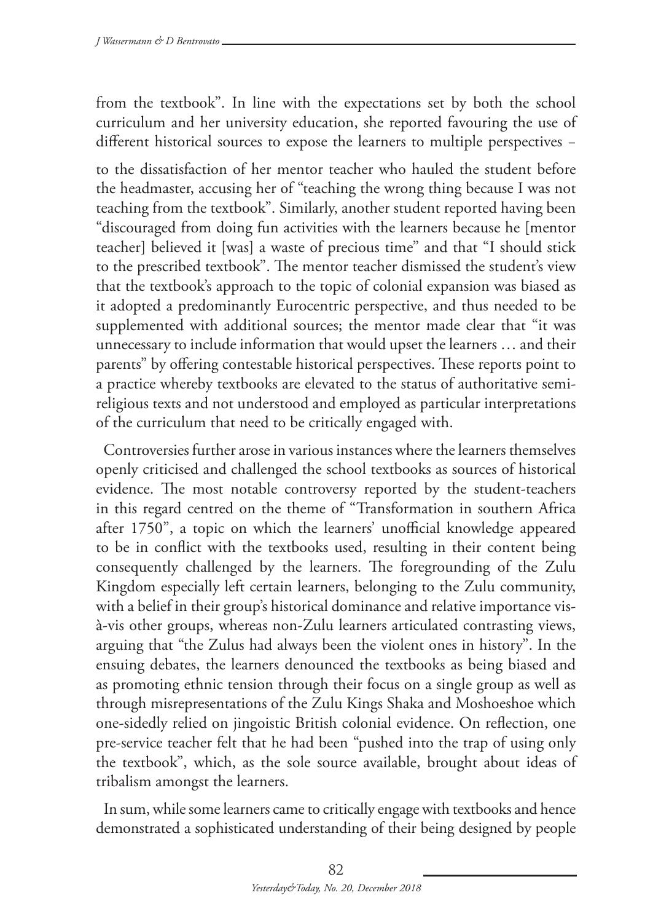from the textbook". In line with the expectations set by both the school curriculum and her university education, she reported favouring the use of different historical sources to expose the learners to multiple perspectives –

to the dissatisfaction of her mentor teacher who hauled the student before the headmaster, accusing her of "teaching the wrong thing because I was not teaching from the textbook". Similarly, another student reported having been "discouraged from doing fun activities with the learners because he [mentor teacher] believed it [was] a waste of precious time" and that "I should stick to the prescribed textbook". The mentor teacher dismissed the student's view that the textbook's approach to the topic of colonial expansion was biased as it adopted a predominantly Eurocentric perspective, and thus needed to be supplemented with additional sources; the mentor made clear that "it was unnecessary to include information that would upset the learners … and their parents" by offering contestable historical perspectives. These reports point to a practice whereby textbooks are elevated to the status of authoritative semi-religious texts and not understood and employed as particular interpretations of the curriculum that need to be critically engaged with.

Controversies further arose in various instances where the learners themselves openly criticised and challenged the school textbooks as sources of historical evidence. The most notable controversy reported by the student-teachers in this regard centred on the theme of "Transformation in southern Africa after 1750", a topic on which the learners' unofficial knowledge appeared to be in conflict with the textbooks used, resulting in their content being consequently challenged by the learners. The foregrounding of the Zulu Kingdom especially left certain learners, belonging to the Zulu community, with a belief in their group's historical dominance and relative importance vis-à-vis other groups, whereas non-Zulu learners articulated contrasting views, arguing that "the Zulus had always been the violent ones in history". In the ensuing debates, the learners denounced the textbooks as being biased and as promoting ethnic tension through their focus on a single group as well as through misrepresentations of the Zulu Kings Shaka and Moshoeshoe which one-sidedly relied on jingoistic British colonial evidence. On reflection, one pre-service teacher felt that he had been "pushed into the trap of using only the textbook", which, as the sole source available, brought about ideas of tribalism amongst the learners.

In sum, while some learners came to critically engage with textbooks and hence demonstrated a sophisticated understanding of their being designed by people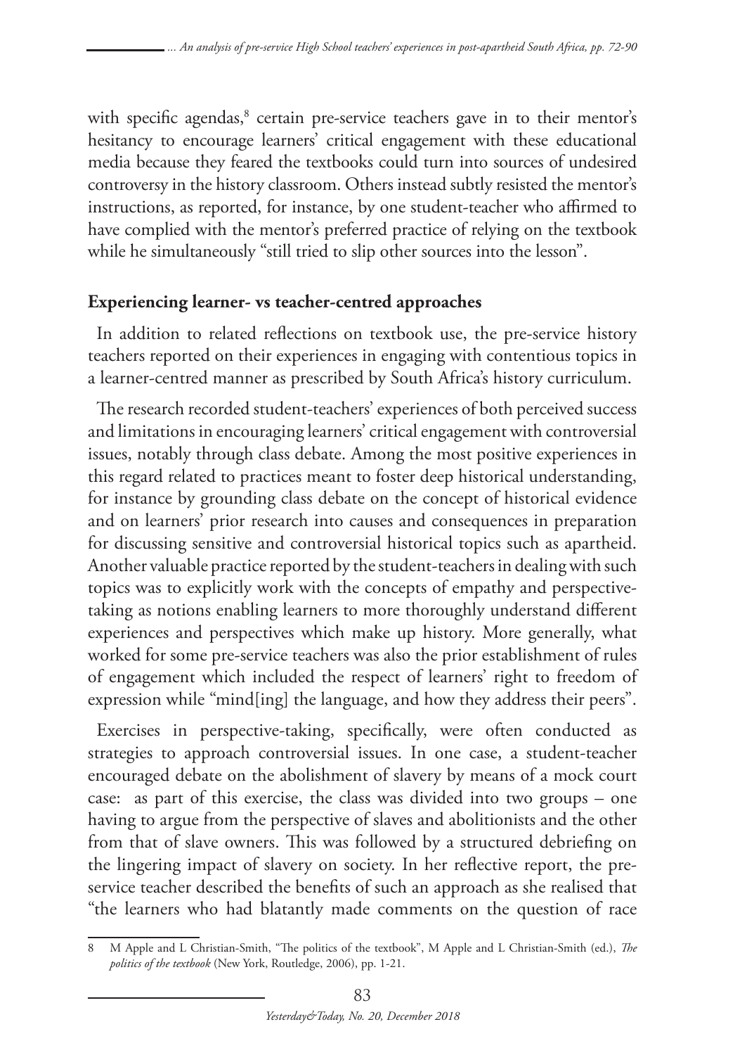with specific agendas,[8] certain pre-service teachers gave in to their mentor's hesitancy to encourage learners' critical engagement with these educational media because they feared the textbooks could turn into sources of undesired controversy in the history classroom. Others instead subtly resisted the mentor's instructions, as reported, for instance, by one student-teacher who affirmed to have complied with the mentor's preferred practice of relying on the textbook while he simultaneously "still tried to slip other sources into the lesson".

**Experiencing learner- vs teacher-centred approaches**

In addition to related reflections on textbook use, the pre-service history teachers reported on their experiences in engaging with contentious topics in a learner-centred manner as prescribed by South Africa's history curriculum.

The research recorded student-teachers' experiences of both perceived success and limitations in encouraging learners' critical engagement with controversial issues, notably through class debate. Among the most positive experiences in this regard related to practices meant to foster deep historical understanding, for instance by grounding class debate on the concept of historical evidence and on learners' prior research into causes and consequences in preparation for discussing sensitive and controversial historical topics such as apartheid. Another valuable practice reported by the student-teachers in dealing with such topics was to explicitly work with the concepts of empathy and perspective-taking as notions enabling learners to more thoroughly understand different experiences and perspectives which make up history. More generally, what worked for some pre-service teachers was also the prior establishment of rules of engagement which included the respect of learners' right to freedom of expression while "mind[ing] the language, and how they address their peers".

Exercises in perspective-taking, specifically, were often conducted as strategies to approach controversial issues. In one case, a student-teacher encouraged debate on the abolishment of slavery by means of a mock court case: as part of this exercise, the class was divided into two groups – one having to argue from the perspective of slaves and abolitionists and the other from that of slave owners. This was followed by a structured debriefing on the lingering impact of slavery on society. In her reflective report, the pre-service teacher described the benefits of such an approach as she realised that "the learners who had blatantly made comments on the question of race

---

8 M Apple and L Christian-Smith, "The politics of the textbook", M Apple and L Christian-Smith (ed.), *The politics of the textbook* (New York, Routledge, 2006), pp. 1-21.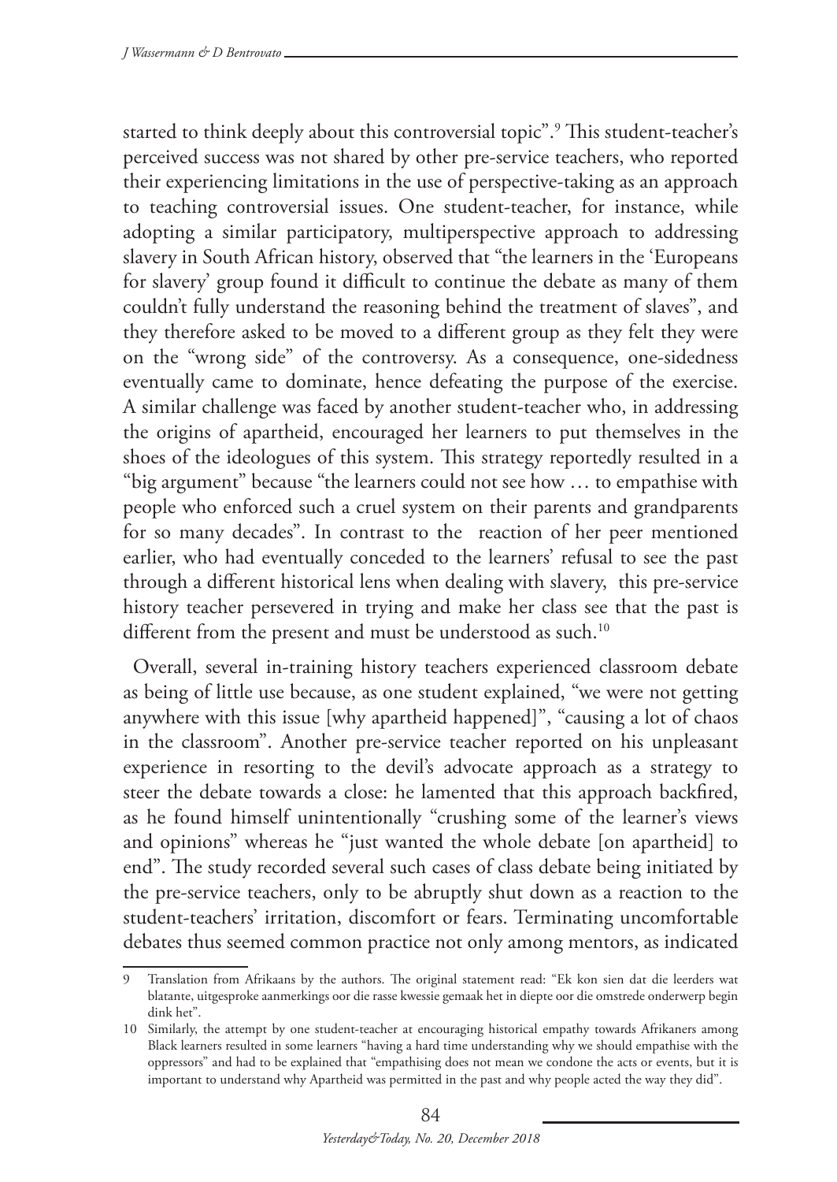started to think deeply about this controversial topic".[9] This student-teacher's perceived success was not shared by other pre-service teachers, who reported their experiencing limitations in the use of perspective-taking as an approach to teaching controversial issues. One student-teacher, for instance, while adopting a similar participatory, multiperspective approach to addressing slavery in South African history, observed that "the learners in the 'Europeans for slavery' group found it difficult to continue the debate as many of them couldn't fully understand the reasoning behind the treatment of slaves", and they therefore asked to be moved to a different group as they felt they were on the "wrong side" of the controversy. As a consequence, one-sidedness eventually came to dominate, hence defeating the purpose of the exercise. A similar challenge was faced by another student-teacher who, in addressing the origins of apartheid, encouraged her learners to put themselves in the shoes of the ideologues of this system. This strategy reportedly resulted in a "big argument" because "the learners could not see how … to empathise with people who enforced such a cruel system on their parents and grandparents for so many decades". In contrast to the reaction of her peer mentioned earlier, who had eventually conceded to the learners' refusal to see the past through a different historical lens when dealing with slavery, this pre-service history teacher persevered in trying and make her class see that the past is different from the present and must be understood as such.[10]

Overall, several in-training history teachers experienced classroom debate as being of little use because, as one student explained, "we were not getting anywhere with this issue [why apartheid happened]", "causing a lot of chaos in the classroom". Another pre-service teacher reported on his unpleasant experience in resorting to the devil's advocate approach as a strategy to steer the debate towards a close: he lamented that this approach backfired, as he found himself unintentionally "crushing some of the learner's views and opinions" whereas he "just wanted the whole debate [on apartheid] to end". The study recorded several such cases of class debate being initiated by the pre-service teachers, only to be abruptly shut down as a reaction to the student-teachers' irritation, discomfort or fears. Terminating uncomfortable debates thus seemed common practice not only among mentors, as indicated

---

9 Translation from Afrikaans by the authors. The original statement read: "Ek kon sien dat die leerders wat blatante, uitgesproke aanmerkings oor die rasse kwessie gemaak het in diepte oor die omstrede onderwerp begin dink het".

10 Similarly, the attempt by one student-teacher at encouraging historical empathy towards Afrikaners among Black learners resulted in some learners "having a hard time understanding why we should empathise with the oppressors" and had to be explained that "empathising does not mean we condone the acts or events, but it is important to understand why Apartheid was permitted in the past and why people acted the way they did".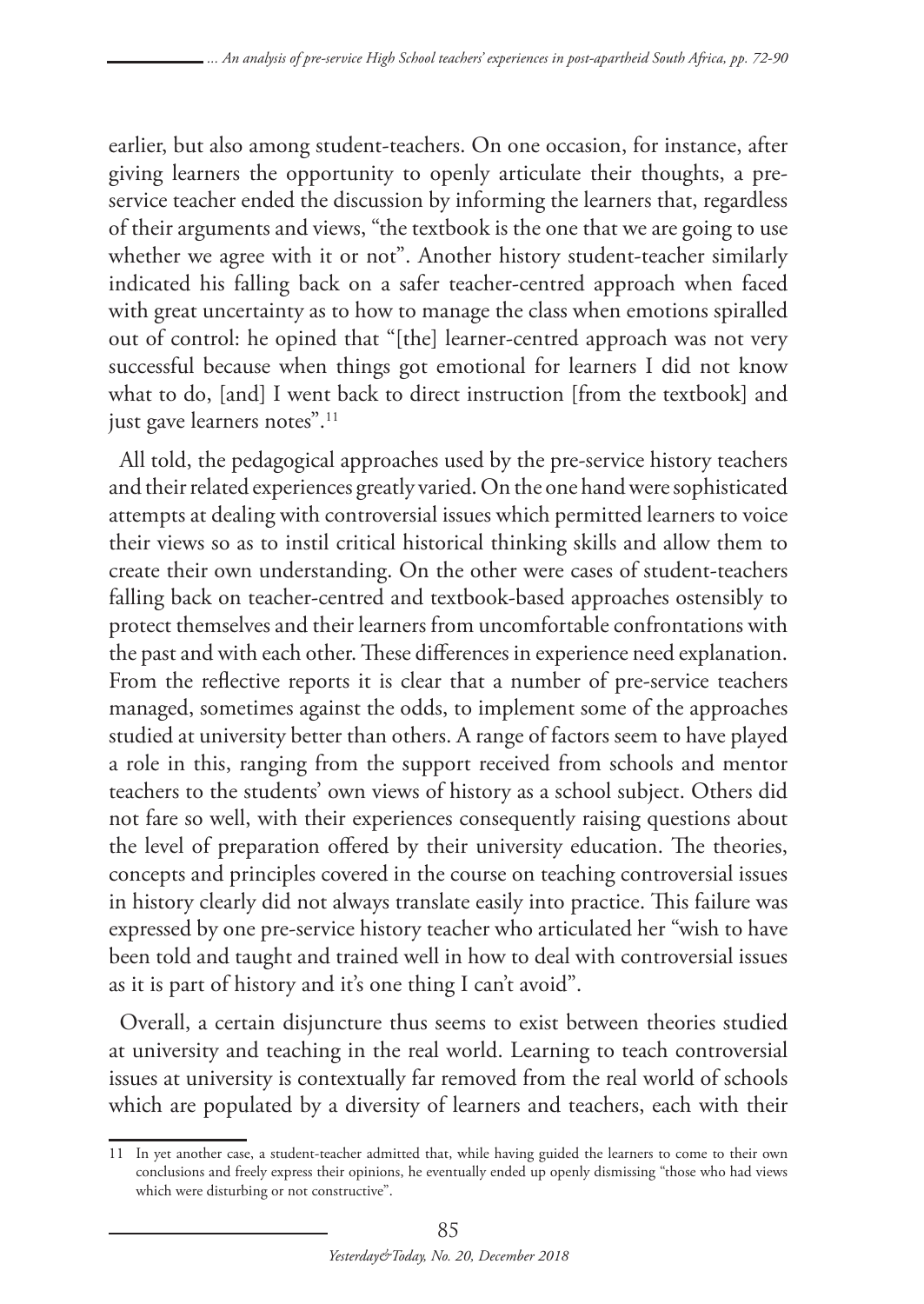earlier, but also among student-teachers. On one occasion, for instance, after giving learners the opportunity to openly articulate their thoughts, a pre-service teacher ended the discussion by informing the learners that, regardless of their arguments and views, "the textbook is the one that we are going to use whether we agree with it or not". Another history student-teacher similarly indicated his falling back on a safer teacher-centred approach when faced with great uncertainty as to how to manage the class when emotions spiralled out of control: he opined that "[the] learner-centred approach was not very successful because when things got emotional for learners I did not know what to do, [and] I went back to direct instruction [from the textbook] and just gave learners notes".[11]

All told, the pedagogical approaches used by the pre-service history teachers and their related experiences greatly varied. On the one hand were sophisticated attempts at dealing with controversial issues which permitted learners to voice their views so as to instil critical historical thinking skills and allow them to create their own understanding. On the other were cases of student-teachers falling back on teacher-centred and textbook-based approaches ostensibly to protect themselves and their learners from uncomfortable confrontations with the past and with each other. These differences in experience need explanation. From the reflective reports it is clear that a number of pre-service teachers managed, sometimes against the odds, to implement some of the approaches studied at university better than others. A range of factors seem to have played a role in this, ranging from the support received from schools and mentor teachers to the students' own views of history as a school subject. Others did not fare so well, with their experiences consequently raising questions about the level of preparation offered by their university education. The theories, concepts and principles covered in the course on teaching controversial issues in history clearly did not always translate easily into practice. This failure was expressed by one pre-service history teacher who articulated her "wish to have been told and taught and trained well in how to deal with controversial issues as it is part of history and it's one thing I can't avoid".

Overall, a certain disjuncture thus seems to exist between theories studied at university and teaching in the real world. Learning to teach controversial issues at university is contextually far removed from the real world of schools which are populated by a diversity of learners and teachers, each with their

---

11 In yet another case, a student-teacher admitted that, while having guided the learners to come to their own conclusions and freely express their opinions, he eventually ended up openly dismissing "those who had views which were disturbing or not constructive".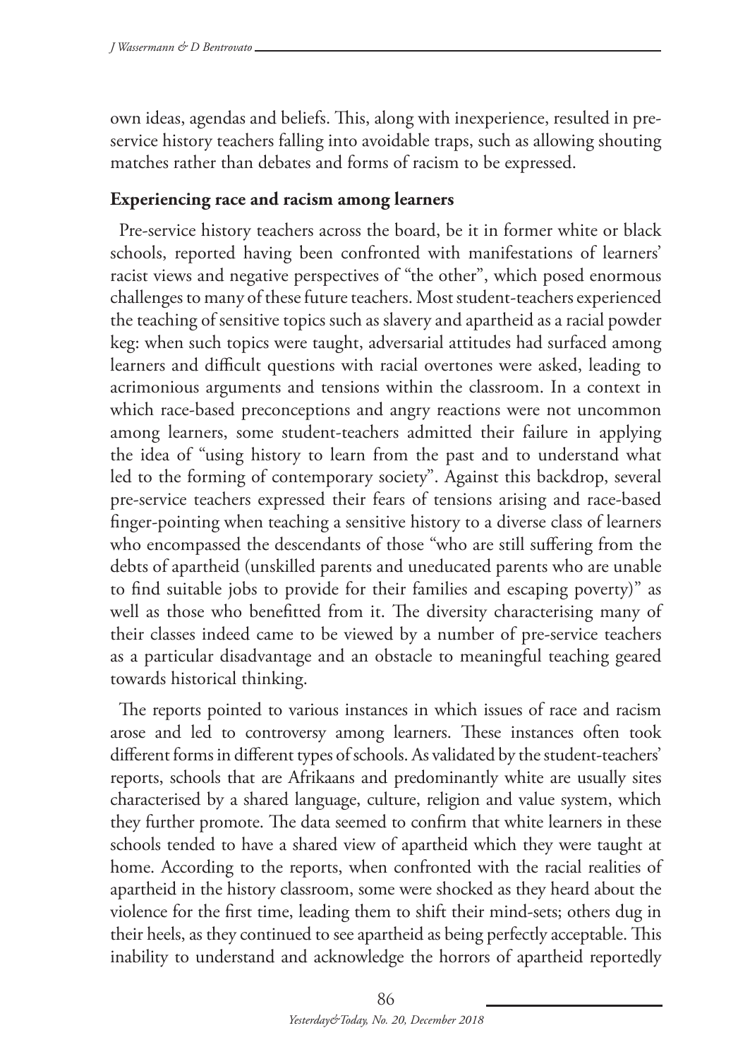own ideas, agendas and beliefs. This, along with inexperience, resulted in pre-service history teachers falling into avoidable traps, such as allowing shouting matches rather than debates and forms of racism to be expressed.

### Experiencing race and racism among learners

Pre-service history teachers across the board, be it in former white or black schools, reported having been confronted with manifestations of learners' racist views and negative perspectives of "the other", which posed enormous challenges to many of these future teachers. Most student-teachers experienced the teaching of sensitive topics such as slavery and apartheid as a racial powder keg: when such topics were taught, adversarial attitudes had surfaced among learners and difficult questions with racial overtones were asked, leading to acrimonious arguments and tensions within the classroom. In a context in which race-based preconceptions and angry reactions were not uncommon among learners, some student-teachers admitted their failure in applying the idea of "using history to learn from the past and to understand what led to the forming of contemporary society". Against this backdrop, several pre-service teachers expressed their fears of tensions arising and race-based finger-pointing when teaching a sensitive history to a diverse class of learners who encompassed the descendants of those "who are still suffering from the debts of apartheid (unskilled parents and uneducated parents who are unable to find suitable jobs to provide for their families and escaping poverty)" as well as those who benefitted from it. The diversity characterising many of their classes indeed came to be viewed by a number of pre-service teachers as a particular disadvantage and an obstacle to meaningful teaching geared towards historical thinking.

The reports pointed to various instances in which issues of race and racism arose and led to controversy among learners. These instances often took different forms in different types of schools. As validated by the student-teachers' reports, schools that are Afrikaans and predominantly white are usually sites characterised by a shared language, culture, religion and value system, which they further promote. The data seemed to confirm that white learners in these schools tended to have a shared view of apartheid which they were taught at home. According to the reports, when confronted with the racial realities of apartheid in the history classroom, some were shocked as they heard about the violence for the first time, leading them to shift their mind-sets; others dug in their heels, as they continued to see apartheid as being perfectly acceptable. This inability to understand and acknowledge the horrors of apartheid reportedly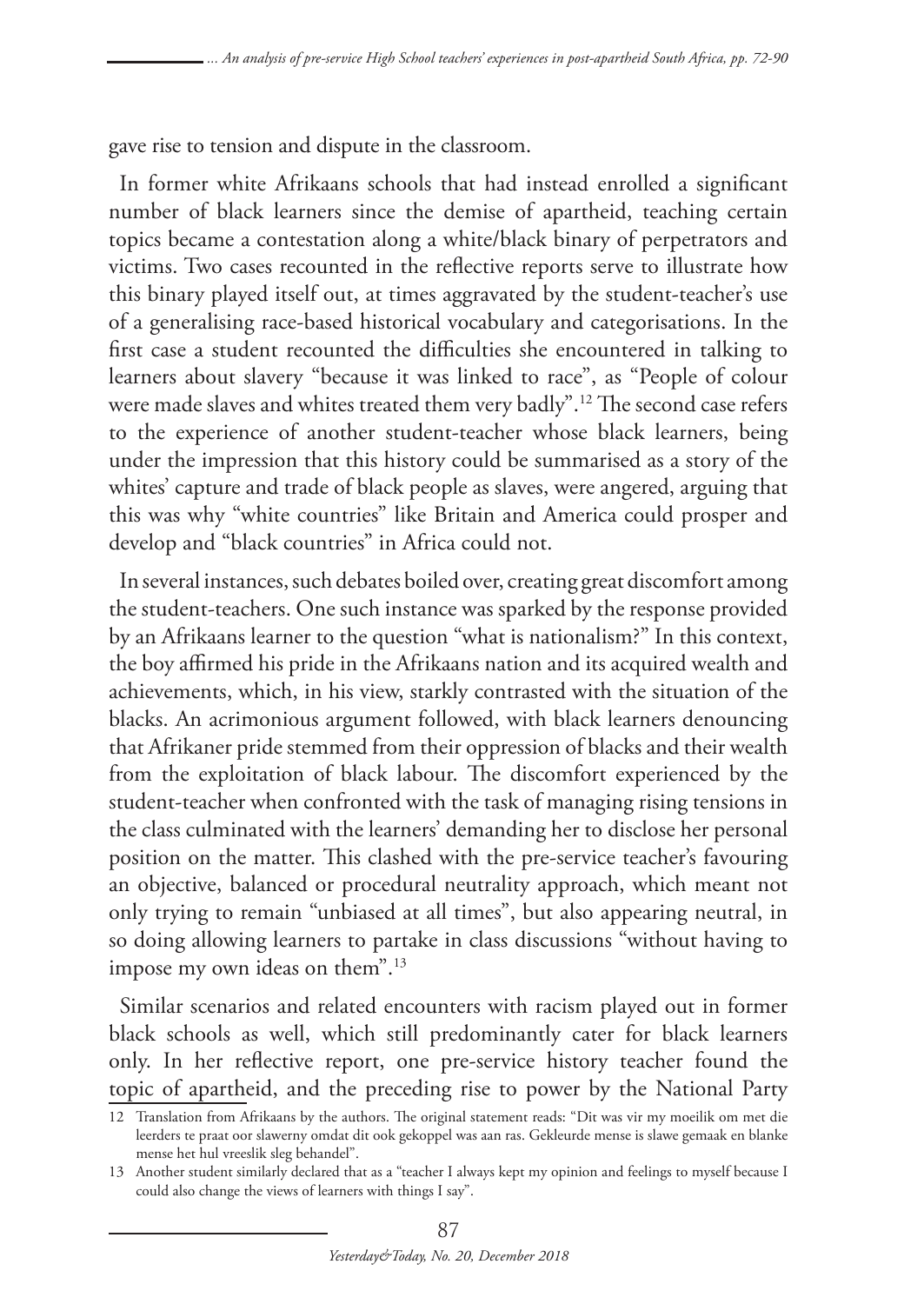gave rise to tension and dispute in the classroom.

In former white Afrikaans schools that had instead enrolled a significant number of black learners since the demise of apartheid, teaching certain topics became a contestation along a white/black binary of perpetrators and victims. Two cases recounted in the reflective reports serve to illustrate how this binary played itself out, at times aggravated by the student-teacher's use of a generalising race-based historical vocabulary and categorisations. In the first case a student recounted the difficulties she encountered in talking to learners about slavery "because it was linked to race", as "People of colour were made slaves and whites treated them very badly".[12] The second case refers to the experience of another student-teacher whose black learners, being under the impression that this history could be summarised as a story of the whites' capture and trade of black people as slaves, were angered, arguing that this was why "white countries" like Britain and America could prosper and develop and "black countries" in Africa could not.

In several instances, such debates boiled over, creating great discomfort among the student-teachers. One such instance was sparked by the response provided by an Afrikaans learner to the question "what is nationalism?" In this context, the boy affirmed his pride in the Afrikaans nation and its acquired wealth and achievements, which, in his view, starkly contrasted with the situation of the blacks. An acrimonious argument followed, with black learners denouncing that Afrikaner pride stemmed from their oppression of blacks and their wealth from the exploitation of black labour. The discomfort experienced by the student-teacher when confronted with the task of managing rising tensions in the class culminated with the learners' demanding her to disclose her personal position on the matter. This clashed with the pre-service teacher's favouring an objective, balanced or procedural neutrality approach, which meant not only trying to remain "unbiased at all times", but also appearing neutral, in so doing allowing learners to partake in class discussions "without having to impose my own ideas on them".[13]

Similar scenarios and related encounters with racism played out in former black schools as well, which still predominantly cater for black learners only. In her reflective report, one pre-service history teacher found the topic of apartheid, and the preceding rise to power by the National Party

12 Translation from Afrikaans by the authors. The original statement reads: "Dit was vir my moeilik om met die leerders te praat oor slawerny omdat dit ook gekoppel was aan ras. Gekleurde mense is slawe gemaak en blanke mense het hul vreeslik sleg behandel".

13 Another student similarly declared that as a "teacher I always kept my opinion and feelings to myself because I could also change the views of learners with things I say".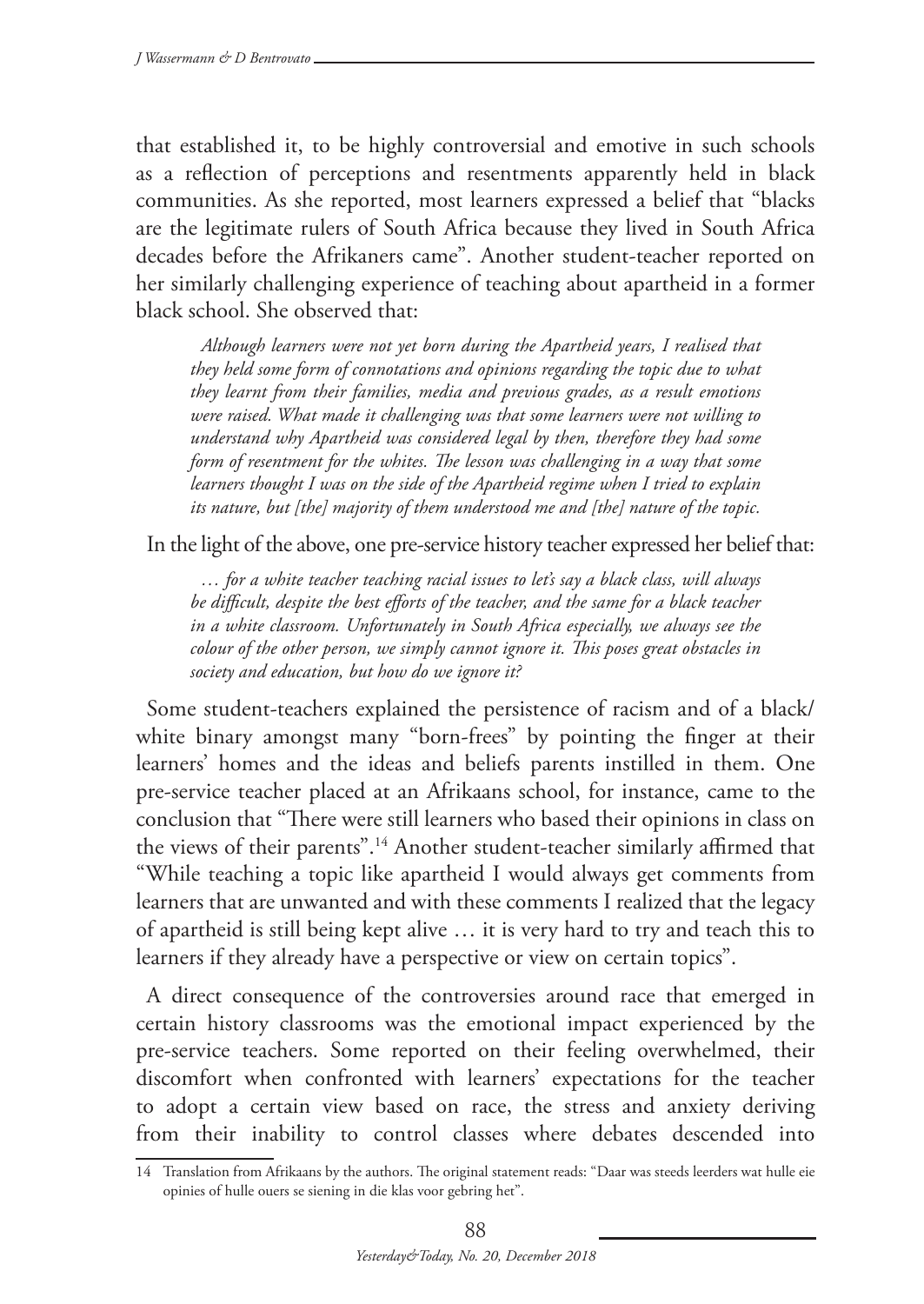that established it, to be highly controversial and emotive in such schools as a reflection of perceptions and resentments apparently held in black communities. As she reported, most learners expressed a belief that "blacks are the legitimate rulers of South Africa because they lived in South Africa decades before the Afrikaners came". Another student-teacher reported on her similarly challenging experience of teaching about apartheid in a former black school. She observed that:

> *Although learners were not yet born during the Apartheid years, I realised that they held some form of connotations and opinions regarding the topic due to what they learnt from their families, media and previous grades, as a result emotions were raised. What made it challenging was that some learners were not willing to understand why Apartheid was considered legal by then, therefore they had some form of resentment for the whites. The lesson was challenging in a way that some learners thought I was on the side of the Apartheid regime when I tried to explain its nature, but [the] majority of them understood me and [the] nature of the topic.*

In the light of the above, one pre-service history teacher expressed her belief that:

> *… for a white teacher teaching racial issues to let's say a black class, will always be difficult, despite the best efforts of the teacher, and the same for a black teacher in a white classroom. Unfortunately in South Africa especially, we always see the colour of the other person, we simply cannot ignore it. This poses great obstacles in society and education, but how do we ignore it?*

Some student-teachers explained the persistence of racism and of a black/white binary amongst many "born-frees" by pointing the finger at their learners' homes and the ideas and beliefs parents instilled in them. One pre-service teacher placed at an Afrikaans school, for instance, came to the conclusion that "There were still learners who based their opinions in class on the views of their parents".[14] Another student-teacher similarly affirmed that "While teaching a topic like apartheid I would always get comments from learners that are unwanted and with these comments I realized that the legacy of apartheid is still being kept alive … it is very hard to try and teach this to learners if they already have a perspective or view on certain topics".

A direct consequence of the controversies around race that emerged in certain history classrooms was the emotional impact experienced by the pre-service teachers. Some reported on their feeling overwhelmed, their discomfort when confronted with learners' expectations for the teacher to adopt a certain view based on race, the stress and anxiety deriving from their inability to control classes where debates descended into

---

14 Translation from Afrikaans by the authors. The original statement reads: "Daar was steeds leerders wat hulle eie opinies of hulle ouers se siening in die klas voor gebring het".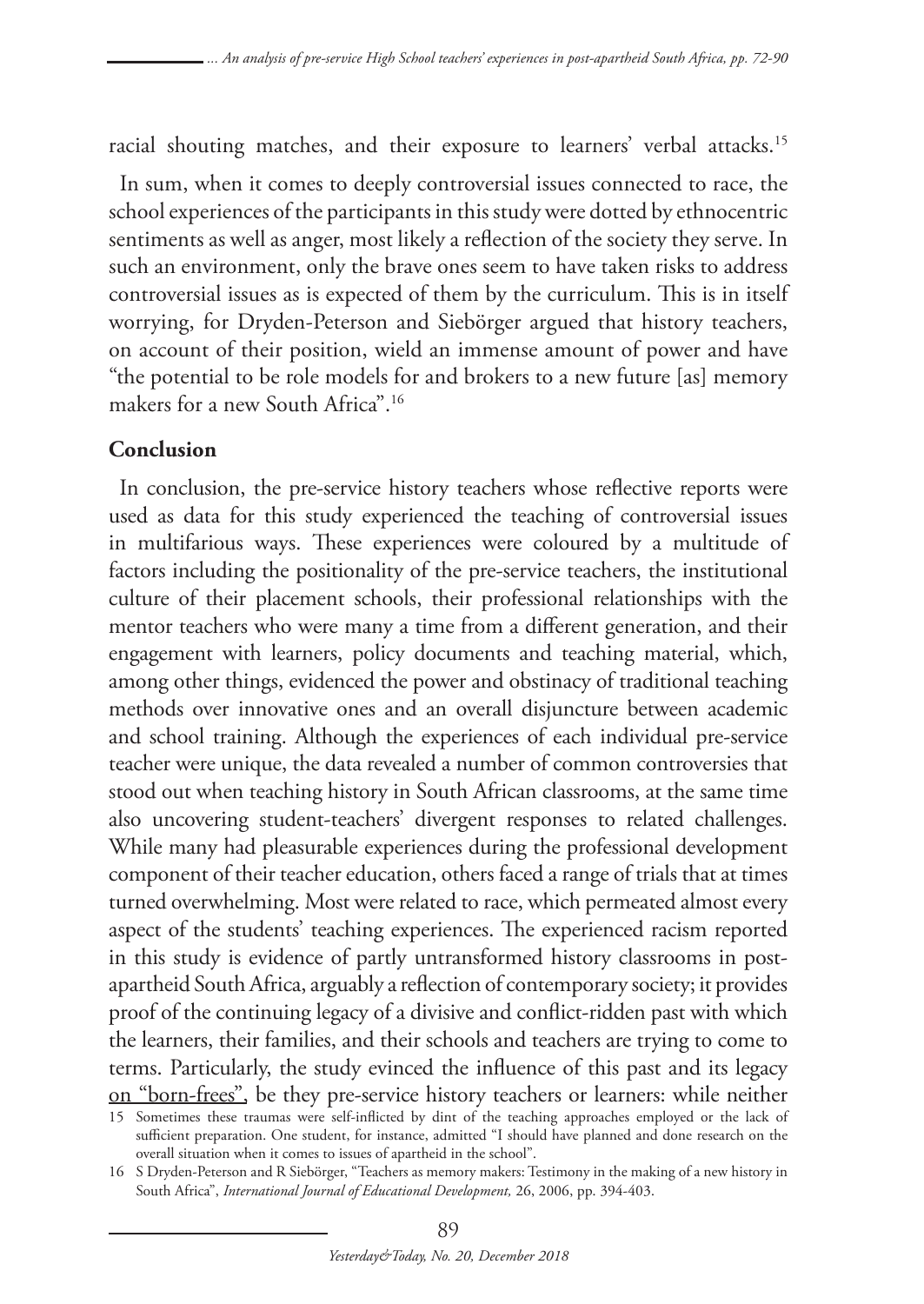racial shouting matches, and their exposure to learners' verbal attacks.[15]

In sum, when it comes to deeply controversial issues connected to race, the school experiences of the participants in this study were dotted by ethnocentric sentiments as well as anger, most likely a reflection of the society they serve. In such an environment, only the brave ones seem to have taken risks to address controversial issues as is expected of them by the curriculum. This is in itself worrying, for Dryden-Peterson and Siebörger argued that history teachers, on account of their position, wield an immense amount of power and have "the potential to be role models for and brokers to a new future [as] memory makers for a new South Africa".[16]

## Conclusion

In conclusion, the pre-service history teachers whose reflective reports were used as data for this study experienced the teaching of controversial issues in multifarious ways. These experiences were coloured by a multitude of factors including the positionality of the pre-service teachers, the institutional culture of their placement schools, their professional relationships with the mentor teachers who were many a time from a different generation, and their engagement with learners, policy documents and teaching material, which, among other things, evidenced the power and obstinacy of traditional teaching methods over innovative ones and an overall disjuncture between academic and school training. Although the experiences of each individual pre-service teacher were unique, the data revealed a number of common controversies that stood out when teaching history in South African classrooms, at the same time also uncovering student-teachers' divergent responses to related challenges. While many had pleasurable experiences during the professional development component of their teacher education, others faced a range of trials that at times turned overwhelming. Most were related to race, which permeated almost every aspect of the students' teaching experiences. The experienced racism reported in this study is evidence of partly untransformed history classrooms in post-apartheid South Africa, arguably a reflection of contemporary society; it provides proof of the continuing legacy of a divisive and conflict-ridden past with which the learners, their families, and their schools and teachers are trying to come to terms. Particularly, the study evinced the influence of this past and its legacy on "born-frees", be they pre-service history teachers or learners: while neither

15 Sometimes these traumas were self-inflicted by dint of the teaching approaches employed or the lack of sufficient preparation. One student, for instance, admitted "I should have planned and done research on the overall situation when it comes to issues of apartheid in the school".

16 S Dryden-Peterson and R Siebörger, "Teachers as memory makers: Testimony in the making of a new history in South Africa", *International Journal of Educational Development,* 26, 2006, pp. 394-403.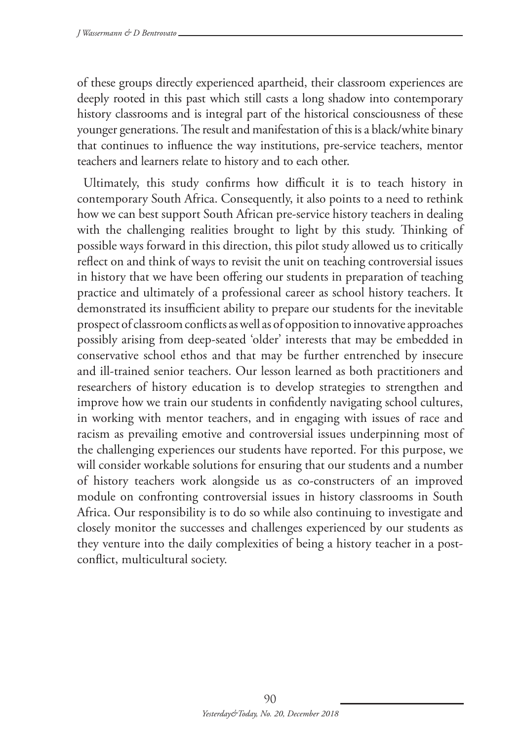of these groups directly experienced apartheid, their classroom experiences are deeply rooted in this past which still casts a long shadow into contemporary history classrooms and is integral part of the historical consciousness of these younger generations. The result and manifestation of this is a black/white binary that continues to influence the way institutions, pre-service teachers, mentor teachers and learners relate to history and to each other.

Ultimately, this study confirms how difficult it is to teach history in contemporary South Africa. Consequently, it also points to a need to rethink how we can best support South African pre-service history teachers in dealing with the challenging realities brought to light by this study. Thinking of possible ways forward in this direction, this pilot study allowed us to critically reflect on and think of ways to revisit the unit on teaching controversial issues in history that we have been offering our students in preparation of teaching practice and ultimately of a professional career as school history teachers. It demonstrated its insufficient ability to prepare our students for the inevitable prospect of classroom conflicts as well as of opposition to innovative approaches possibly arising from deep-seated 'older' interests that may be embedded in conservative school ethos and that may be further entrenched by insecure and ill-trained senior teachers. Our lesson learned as both practitioners and researchers of history education is to develop strategies to strengthen and improve how we train our students in confidently navigating school cultures, in working with mentor teachers, and in engaging with issues of race and racism as prevailing emotive and controversial issues underpinning most of the challenging experiences our students have reported. For this purpose, we will consider workable solutions for ensuring that our students and a number of history teachers work alongside us as co-constructers of an improved module on confronting controversial issues in history classrooms in South Africa. Our responsibility is to do so while also continuing to investigate and closely monitor the successes and challenges experienced by our students as they venture into the daily complexities of being a history teacher in a post-conflict, multicultural society.